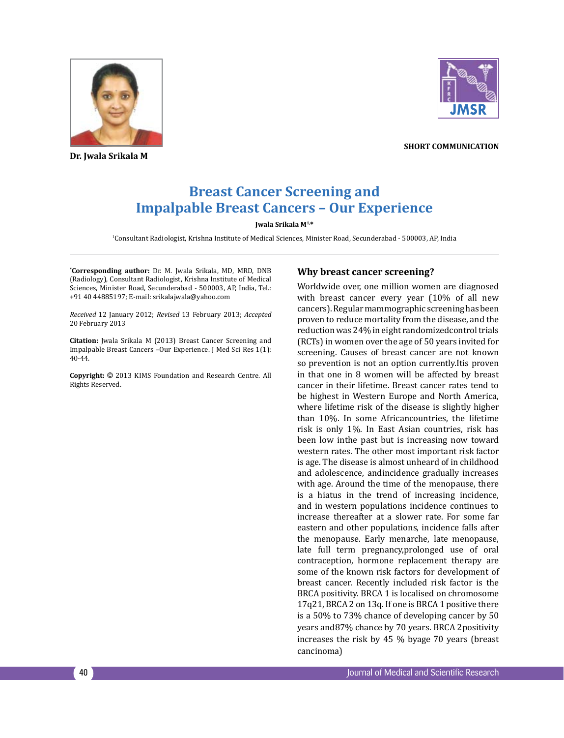Dr. Jwala Srikala M

SHORT COMMUNICATION

# Breast Cancer Screening and Impalpable Breast Cancers – Our Experience

**Jwala Srikala M[1,*]**

[1]Consultant Radiologist, Krishna Institute of Medical Sciences, Minister Road, Secunderabad - 500003, AP, India

[*]**Corresponding author:** Dr. M. Jwala Srikala, MD, MRD, DNB (Radiology), Consultant Radiologist, Krishna Institute of Medical Sciences, Minister Road, Secunderabad - 500003, AP, India, Tel.: +91 40 44885197; E-mail: srikalajwala@yahoo.com

*Received* 12 January 2012; *Revised* 13 February 2013; *Accepted* 20 February 2013

**Citation:** Jwala Srikala M (2013) Breast Cancer Screening and Impalpable Breast Cancers –Our Experience. J Med Sci Res 1(1): 40-44.

**Copyright:** © 2013 KIMS Foundation and Research Centre. All Rights Reserved.

## Why breast cancer screening?

Worldwide over, one million women are diagnosed with breast cancer every year (10% of all new cancers). Regular mammographic screening has been proven to reduce mortality from the disease, and the reduction was 24% in eight randomizedcontrol trials (RCTs) in women over the age of 50 years invited for screening. Causes of breast cancer are not known so prevention is not an option currently.Itis proven in that one in 8 women will be affected by breast cancer in their lifetime. Breast cancer rates tend to be highest in Western Europe and North America, where lifetime risk of the disease is slightly higher than 10%. In some Africancountries, the lifetime risk is only 1%. In East Asian countries, risk has been low inthe past but is increasing now toward western rates. The other most important risk factor is age. The disease is almost unheard of in childhood and adolescence, andincidence gradually increases with age. Around the time of the menopause, there is a hiatus in the trend of increasing incidence, and in western populations incidence continues to increase thereafter at a slower rate. For some far eastern and other populations, incidence falls after the menopause. Early menarche, late menopause, late full term pregnancy,prolonged use of oral contraception, hormone replacement therapy are some of the known risk factors for development of breast cancer. Recently included risk factor is the BRCA positivity. BRCA 1 is localised on chromosome 17q21, BRCA 2 on 13q. If one is BRCA 1 positive there is a 50% to 73% chance of developing cancer by 50 years and87% chance by 70 years. BRCA 2positivity increases the risk by 45 % byage 70 years (breast cancinoma)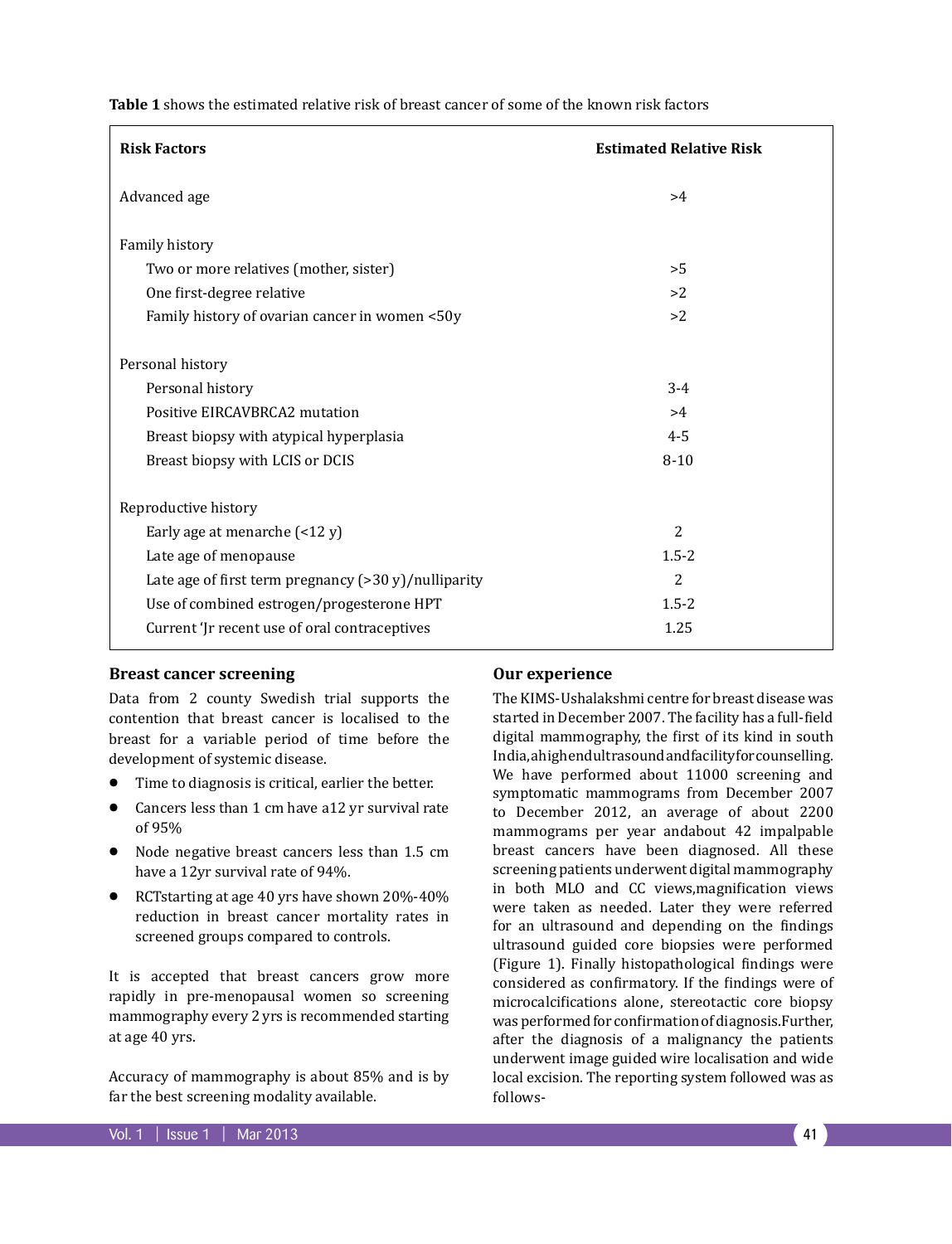**Table 1** shows the estimated relative risk of breast cancer of some of the known risk factors

| Risk Factors | Estimated Relative Risk |
|---|---|
| Advanced age | >4 |
| Family history | |
| Two or more relatives (mother, sister) | >5 |
| One first-degree relative | >2 |
| Family history of ovarian cancer in women <50y | >2 |
| Personal history | |
| Personal history | 3-4 |
| Positive EIRCAVBRCA2 mutation | >4 |
| Breast biopsy with atypical hyperplasia | 4-5 |
| Breast biopsy with LCIS or DCIS | 8-10 |
| Reproductive history | |
| Early age at menarche (<12 y) | 2 |
| Late age of menopause | 1.5-2 |
| Late age of first term pregnancy (>30 y)/nulliparity | 2 |
| Use of combined estrogen/progesterone HPT | 1.5-2 |
| Current 'Jr recent use of oral contraceptives | 1.25 |

## Breast cancer screening

Data from 2 county Swedish trial supports the contention that breast cancer is localised to the breast for a variable period of time before the development of systemic disease.

- Time to diagnosis is critical, earlier the better.
- Cancers less than 1 cm have a12 yr survival rate of 95%
- Node negative breast cancers less than 1.5 cm have a 12yr survival rate of 94%.
- RCTstarting at age 40 yrs have shown 20%-40% reduction in breast cancer mortality rates in screened groups compared to controls.

It is accepted that breast cancers grow more rapidly in pre-menopausal women so screening mammography every 2 yrs is recommended starting at age 40 yrs.

Accuracy of mammography is about 85% and is by far the best screening modality available.

## Our experience

The KIMS-Ushalakshmi centre for breast disease was started in December 2007. The facility has a full-field digital mammography, the first of its kind in south India,ahighendultrasoundandfacilityforcounselling. We have performed about 11000 screening and symptomatic mammograms from December 2007 to December 2012, an average of about 2200 mammograms per year andabout 42 impalpable breast cancers have been diagnosed. All these screening patients underwent digital mammography in both MLO and CC views,magnification views were taken as needed. Later they were referred for an ultrasound and depending on the findings ultrasound guided core biopsies were performed (Figure 1). Finally histopathological findings were considered as confirmatory. If the findings were of microcalcifications alone, stereotactic core biopsy was performed for confirmation of diagnosis.Further, after the diagnosis of a malignancy the patients underwent image guided wire localisation and wide local excision. The reporting system followed was as follows-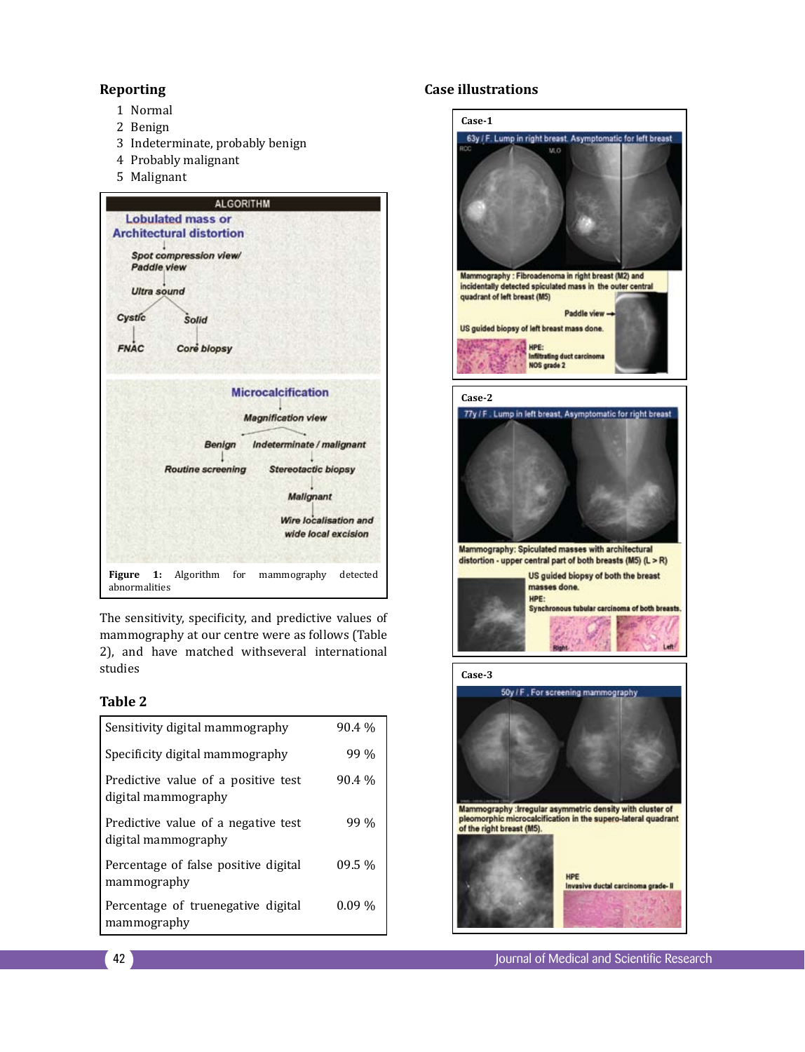### Reporting

1. Normal
2. Benign
3. Indeterminate, probably benign
4. Probably malignant
5. Malignant

**ALGORITHM**

**Lobulated mass or Architectural distortion**
→ Spot compression view/ Paddle view
→ Ultra sound
→ Cystic → FNAC
→ Solid → Core biopsy

**Microcalcification**
→ Magnification view
→ Benign → Routine screening
→ Indeterminate / malignant → Stereotactic biopsy → Malignant → Wire localisation and wide local excision

**Figure 1:** Algorithm for mammography detected abnormalities

The sensitivity, specificity, and predictive values of mammography at our centre were as follows (Table 2), and have matched withseveral international studies

### Table 2

| | |
|---|---|
| Sensitivity digital mammography | 90.4 % |
| Specificity digital mammography | 99 % |
| Predictive value of a positive test digital mammography | 90.4 % |
| Predictive value of a negative test digital mammography | 99 % |
| Percentage of false positive digital mammography | 09.5 % |
| Percentage of truenegative digital mammography | 0.09 % |

### Case illustrations

**Case-1**

63y / F. Lump in right breast. Asymptomatic for left breast

Mammography : Fibroadenoma in right breast (M2) and incidentally detected spiculated mass in the outer central quadrant of left breast (M5)

Paddle view

US guided biopsy of left breast mass done.

HPE: Infiltrating duct carcinoma NOS grade 2

**Case-2**

77y / F . Lump in left breast, Asymptomatic for right breast

Mammography: Spiculated masses with architectural distortion - upper central part of both breasts (M5) (L > R)

US guided biopsy of both the breast masses done.

HPE: Synchronous tubular carcinoma of both breasts.

**Case-3**

50y / F , For screening mammography

Mammography :Irregular asymmetric density with cluster of pleomorphic microcalcification in the supero-lateral quadrant of the right breast (M5).

HPE Invasive ductal carcinoma grade- II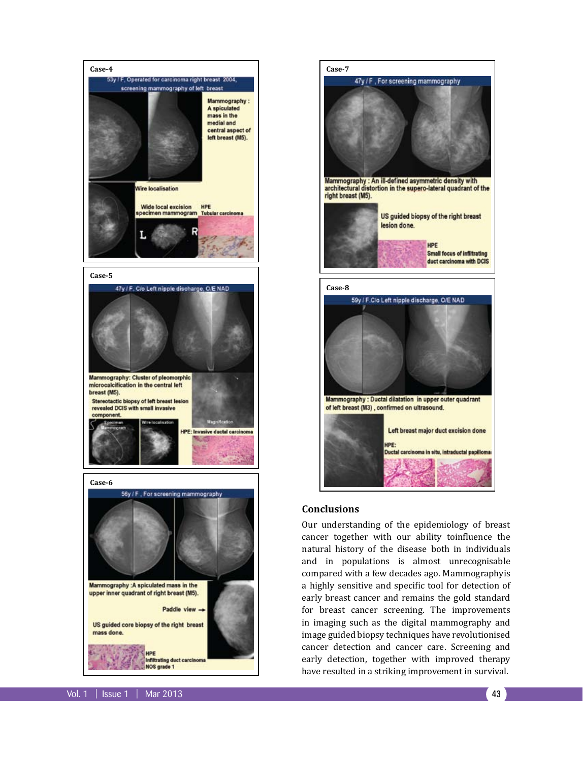**Case-4**

53y / F, Operated for carcinoma right breast 2004, screening mammography of left breast

Mammography : A spiculated mass in the medial and central aspect of left breast (M5).

Wire localisation

Wide local excision specimen mammogram

HPE Tubular carcinoma

**Case-5**

47y / F. C/o Left nipple discharge, O/E NAD

Mammography: Cluster of pleomorphic microcalcification in the central left breast (M5).

Stereotactic biopsy of left breast lesion revealed DCIS with small invasive component.

Specimen Mammogram

Wire localisation

Magnification

HPE: Invasive ductal carcinoma

**Case-6**

56y / F , For screening mammography

Mammography :A spiculated mass in the upper inner quadrant of right breast (M5).

Paddle view

US guided core biopsy of the right breast mass done.

HPE Infiltrating duct carcinoma NOS grade 1

**Case-7**

47y / F , For screening mammography

Mammography : An ill-defined asymmetric density with architectural distortion in the supero-lateral quadrant of the right breast (M5).

US guided biopsy of the right breast lesion done.

HPE Small focus of infiltrating duct carcinoma with DCIS

**Case-8**

59y / F.C/o Left nipple discharge, O/E NAD

Mammography : Ductal dilatation in upper outer quadrant of left breast (M3) , confirmed on ultrasound.

Left breast major duct excision done

HPE: Ductal carcinoma in situ, intraductal papilloma

## Conclusions

Our understanding of the epidemiology of breast cancer together with our ability toinfluence the natural history of the disease both in individuals and in populations is almost unrecognisable compared with a few decades ago. Mammographyis a highly sensitive and specific tool for detection of early breast cancer and remains the gold standard for breast cancer screening. The improvements in imaging such as the digital mammography and image guided biopsy techniques have revolutionised cancer detection and cancer care. Screening and early detection, together with improved therapy have resulted in a striking improvement in survival.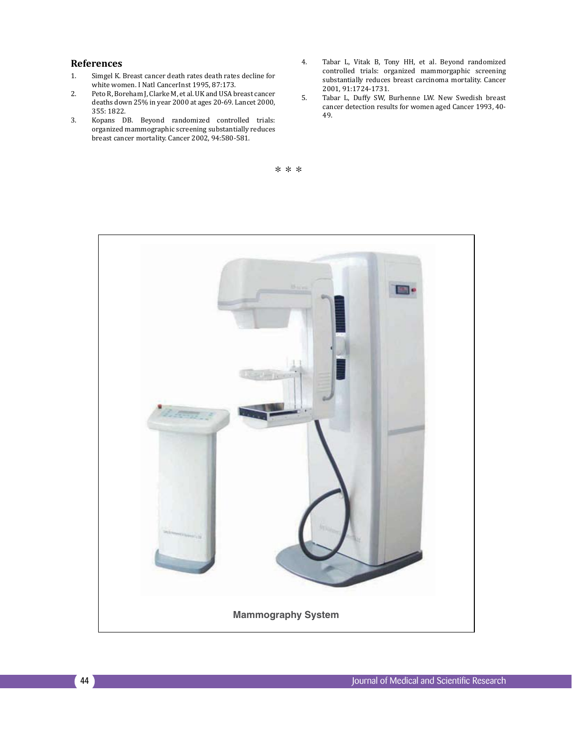## References

1. Simgel K. Breast cancer death rates death rates decline for white women. I Natl CancerInst 1995, 87:173.
2. Peto R, Boreham J, Clarke M, et al. UK and USA breast cancer deaths down 25% in year 2000 at ages 20-69. Lancet 2000, 355: 1822.
3. Kopans DB. Beyond randomized controlled trials: organized mammographic screening substantially reduces breast cancer mortality. Cancer 2002, 94:580-581.
4. Tabar L, Vitak B, Tony HH, et al. Beyond randomized controlled trials: organized mammorgaphic screening substantially reduces breast carcinoma mortality. Cancer 2001, 91:1724-1731.
5. Tabar L, Duffy SW, Burhenne LW. New Swedish breast cancer detection results for women aged Cancer 1993, 40-49.

* * *

Mammography System